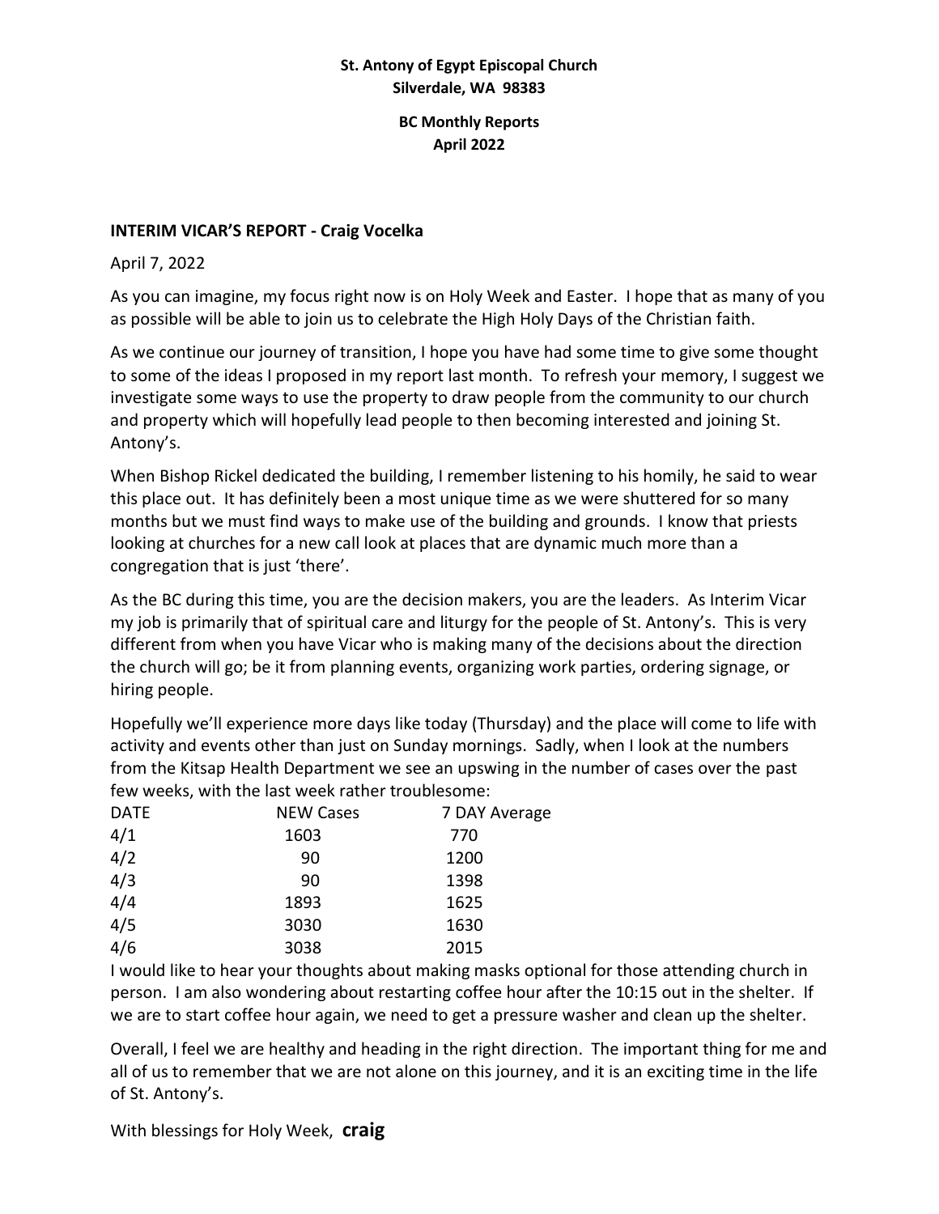**St. Antony of Egypt Episcopal Church**
**Silverdale, WA 98383**

**BC Monthly Reports**
**April 2022**

## INTERIM VICAR'S REPORT - Craig Vocelka

April 7, 2022

As you can imagine, my focus right now is on Holy Week and Easter. I hope that as many of you as possible will be able to join us to celebrate the High Holy Days of the Christian faith.

As we continue our journey of transition, I hope you have had some time to give some thought to some of the ideas I proposed in my report last month. To refresh your memory, I suggest we investigate some ways to use the property to draw people from the community to our church and property which will hopefully lead people to then becoming interested and joining St. Antony's.

When Bishop Rickel dedicated the building, I remember listening to his homily, he said to wear this place out. It has definitely been a most unique time as we were shuttered for so many months but we must find ways to make use of the building and grounds. I know that priests looking at churches for a new call look at places that are dynamic much more than a congregation that is just 'there'.

As the BC during this time, you are the decision makers, you are the leaders. As Interim Vicar my job is primarily that of spiritual care and liturgy for the people of St. Antony's. This is very different from when you have Vicar who is making many of the decisions about the direction the church will go; be it from planning events, organizing work parties, ordering signage, or hiring people.

Hopefully we'll experience more days like today (Thursday) and the place will come to life with activity and events other than just on Sunday mornings. Sadly, when I look at the numbers from the Kitsap Health Department we see an upswing in the number of cases over the past few weeks, with the last week rather troublesome:

| DATE | NEW Cases | 7 DAY Average |
|---|---|---|
| 4/1 | 1603 | 770 |
| 4/2 | 90 | 1200 |
| 4/3 | 90 | 1398 |
| 4/4 | 1893 | 1625 |
| 4/5 | 3030 | 1630 |
| 4/6 | 3038 | 2015 |

I would like to hear your thoughts about making masks optional for those attending church in person. I am also wondering about restarting coffee hour after the 10:15 out in the shelter. If we are to start coffee hour again, we need to get a pressure washer and clean up the shelter.

Overall, I feel we are healthy and heading in the right direction. The important thing for me and all of us to remember that we are not alone on this journey, and it is an exciting time in the life of St. Antony's.

With blessings for Holy Week, **craig**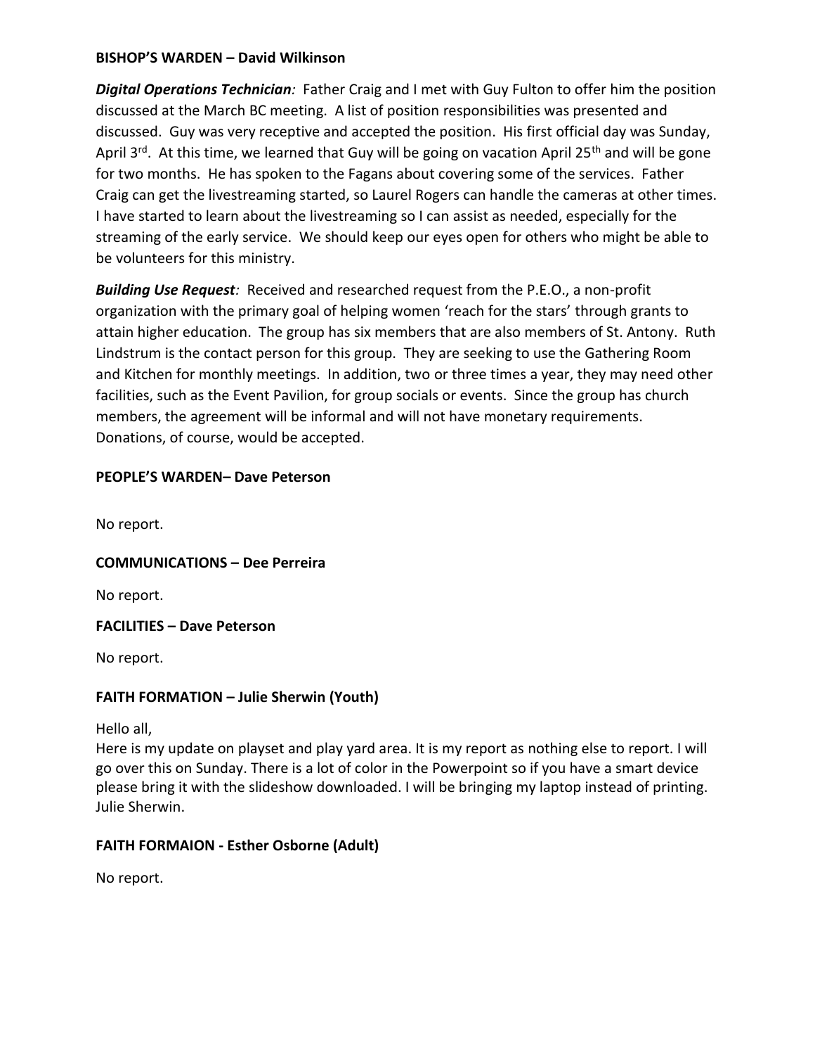**BISHOP'S WARDEN – David Wilkinson**

***Digital Operations Technician**:* Father Craig and I met with Guy Fulton to offer him the position discussed at the March BC meeting. A list of position responsibilities was presented and discussed. Guy was very receptive and accepted the position. His first official day was Sunday, April 3rd. At this time, we learned that Guy will be going on vacation April 25th and will be gone for two months. He has spoken to the Fagans about covering some of the services. Father Craig can get the livestreaming started, so Laurel Rogers can handle the cameras at other times. I have started to learn about the livestreaming so I can assist as needed, especially for the streaming of the early service. We should keep our eyes open for others who might be able to be volunteers for this ministry.

***Building Use Request**:* Received and researched request from the P.E.O., a non-profit organization with the primary goal of helping women 'reach for the stars' through grants to attain higher education. The group has six members that are also members of St. Antony. Ruth Lindstrum is the contact person for this group. They are seeking to use the Gathering Room and Kitchen for monthly meetings. In addition, two or three times a year, they may need other facilities, such as the Event Pavilion, for group socials or events. Since the group has church members, the agreement will be informal and will not have monetary requirements. Donations, of course, would be accepted.

**PEOPLE'S WARDEN– Dave Peterson**

No report.

**COMMUNICATIONS – Dee Perreira**

No report.

**FACILITIES – Dave Peterson**

No report.

**FAITH FORMATION – Julie Sherwin (Youth)**

Hello all,
Here is my update on playset and play yard area. It is my report as nothing else to report. I will go over this on Sunday. There is a lot of color in the Powerpoint so if you have a smart device please bring it with the slideshow downloaded. I will be bringing my laptop instead of printing. Julie Sherwin.

**FAITH FORMAION - Esther Osborne (Adult)**

No report.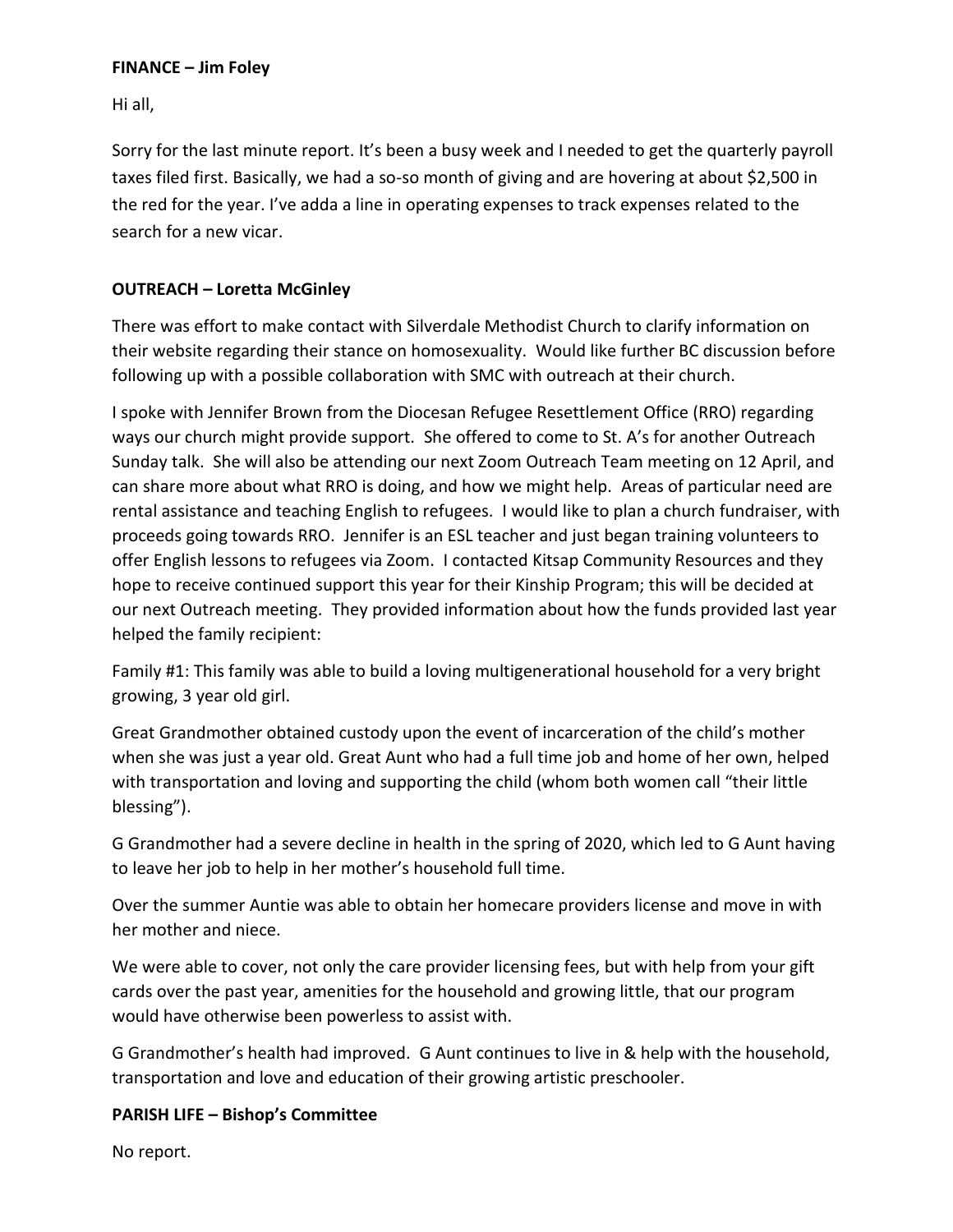**FINANCE – Jim Foley**

Hi all,

Sorry for the last minute report. It's been a busy week and I needed to get the quarterly payroll taxes filed first. Basically, we had a so-so month of giving and are hovering at about $2,500 in the red for the year. I've adda a line in operating expenses to track expenses related to the search for a new vicar.

**OUTREACH – Loretta McGinley**

There was effort to make contact with Silverdale Methodist Church to clarify information on their website regarding their stance on homosexuality. Would like further BC discussion before following up with a possible collaboration with SMC with outreach at their church.

I spoke with Jennifer Brown from the Diocesan Refugee Resettlement Office (RRO) regarding ways our church might provide support. She offered to come to St. A's for another Outreach Sunday talk. She will also be attending our next Zoom Outreach Team meeting on 12 April, and can share more about what RRO is doing, and how we might help. Areas of particular need are rental assistance and teaching English to refugees. I would like to plan a church fundraiser, with proceeds going towards RRO. Jennifer is an ESL teacher and just began training volunteers to offer English lessons to refugees via Zoom. I contacted Kitsap Community Resources and they hope to receive continued support this year for their Kinship Program; this will be decided at our next Outreach meeting. They provided information about how the funds provided last year helped the family recipient:

Family #1: This family was able to build a loving multigenerational household for a very bright growing, 3 year old girl.

Great Grandmother obtained custody upon the event of incarceration of the child's mother when she was just a year old. Great Aunt who had a full time job and home of her own, helped with transportation and loving and supporting the child (whom both women call "their little blessing").

G Grandmother had a severe decline in health in the spring of 2020, which led to G Aunt having to leave her job to help in her mother's household full time.

Over the summer Auntie was able to obtain her homecare providers license and move in with her mother and niece.

We were able to cover, not only the care provider licensing fees, but with help from your gift cards over the past year, amenities for the household and growing little, that our program would have otherwise been powerless to assist with.

G Grandmother's health had improved. G Aunt continues to live in & help with the household, transportation and love and education of their growing artistic preschooler.

**PARISH LIFE – Bishop's Committee**

No report.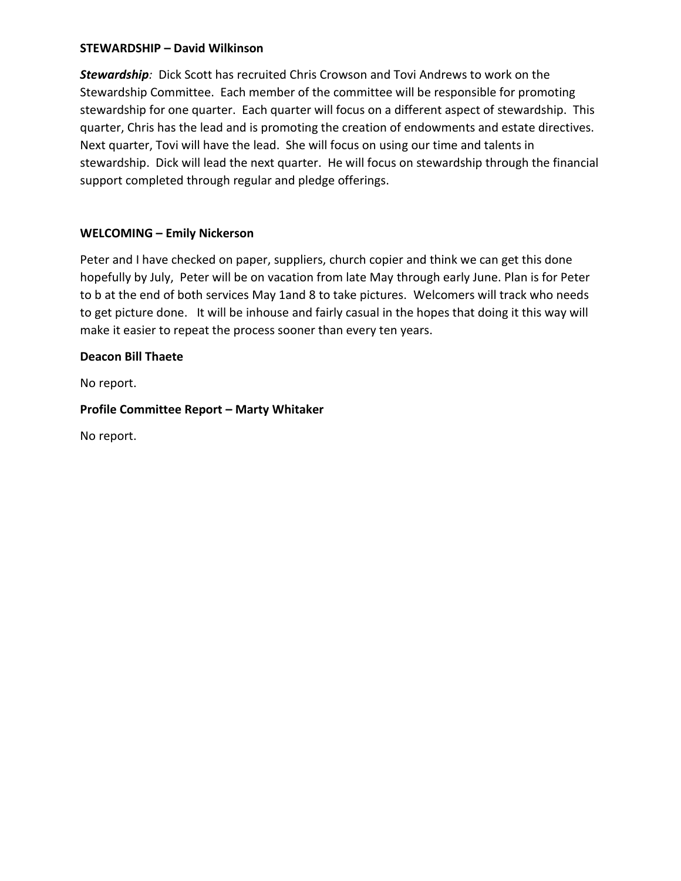**STEWARDSHIP – David Wilkinson**

***Stewardship**:* Dick Scott has recruited Chris Crowson and Tovi Andrews to work on the Stewardship Committee. Each member of the committee will be responsible for promoting stewardship for one quarter. Each quarter will focus on a different aspect of stewardship. This quarter, Chris has the lead and is promoting the creation of endowments and estate directives. Next quarter, Tovi will have the lead. She will focus on using our time and talents in stewardship. Dick will lead the next quarter. He will focus on stewardship through the financial support completed through regular and pledge offerings.

**WELCOMING – Emily Nickerson**

Peter and I have checked on paper, suppliers, church copier and think we can get this done hopefully by July, Peter will be on vacation from late May through early June. Plan is for Peter to b at the end of both services May 1and 8 to take pictures. Welcomers will track who needs to get picture done. It will be inhouse and fairly casual in the hopes that doing it this way will make it easier to repeat the process sooner than every ten years.

**Deacon Bill Thaete**

No report.

**Profile Committee Report – Marty Whitaker**

No report.